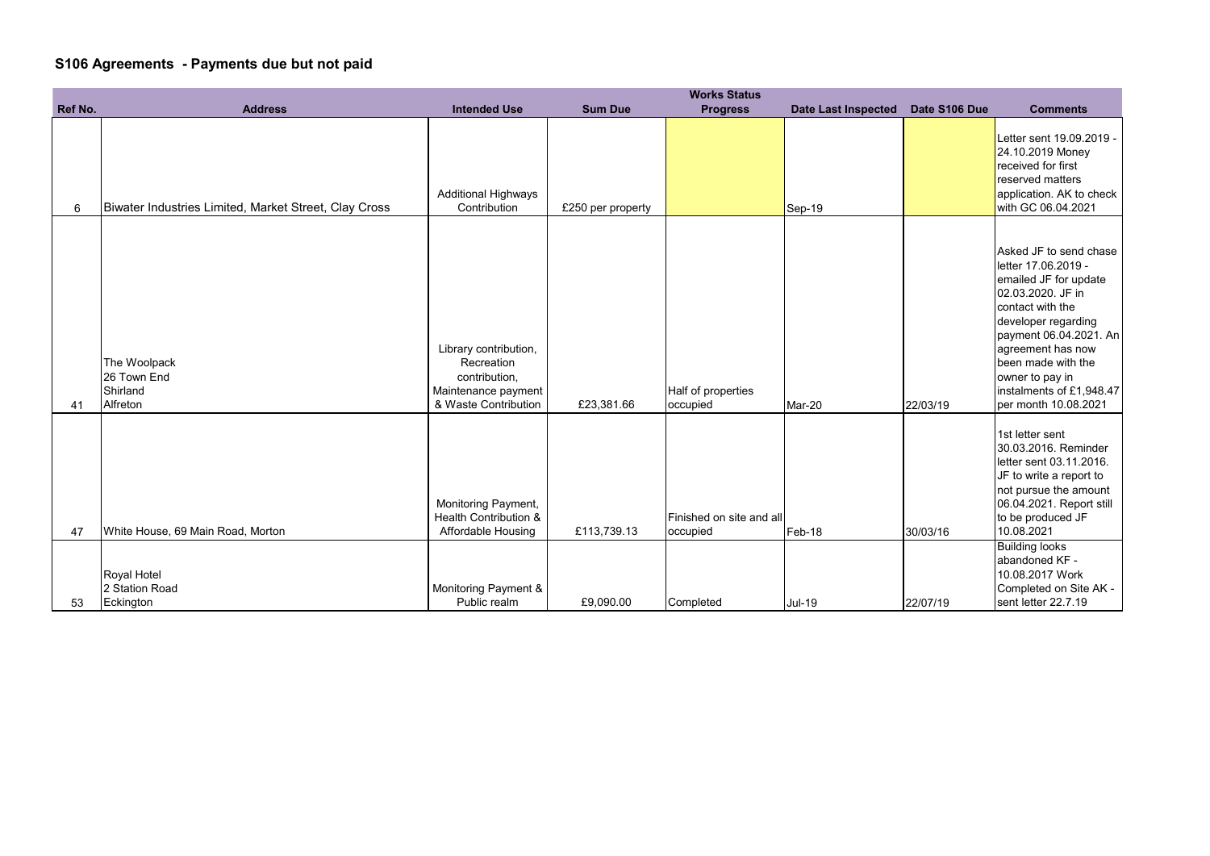## S106 Agreements - Payments due but not paid

| Ref No. | Address | Intended Use | Sum Due | Works Status Progress | Date Last Inspected | Date S106 Due | Comments |
|---|---|---|---|---|---|---|---|
| 6 | Biwater Industries Limited, Market Street, Clay Cross | Additional Highways Contribution | £250 per property | | Sep-19 | | Letter sent 19.09.2019 - 24.10.2019 Money received for first reserved matters application. AK to check with GC 06.04.2021 |
| 41 | The Woolpack 26 Town End Shirland Alfreton | Library contribution, Recreation contribution, Maintenance payment & Waste Contribution | £23,381.66 | Half of properties occupied | Mar-20 | 22/03/19 | Asked JF to send chase letter 17.06.2019 - emailed JF for update 02.03.2020. JF in contact with the developer regarding payment 06.04.2021. An agreement has now been made with the owner to pay in instalments of £1,948.47 per month 10.08.2021 |
| 47 | White House, 69 Main Road, Morton | Monitoring Payment, Health Contribution & Affordable Housing | £113,739.13 | Finished on site and all occupied | Feb-18 | 30/03/16 | 1st letter sent 30.03.2016. Reminder letter sent 03.11.2016. JF to write a report to not pursue the amount 06.04.2021. Report still to be produced JF 10.08.2021 |
| 53 | Royal Hotel 2 Station Road Eckington | Monitoring Payment & Public realm | £9,090.00 | Completed | Jul-19 | 22/07/19 | Building looks abandoned KF - 10.08.2017 Work Completed on Site AK - sent letter 22.7.19 |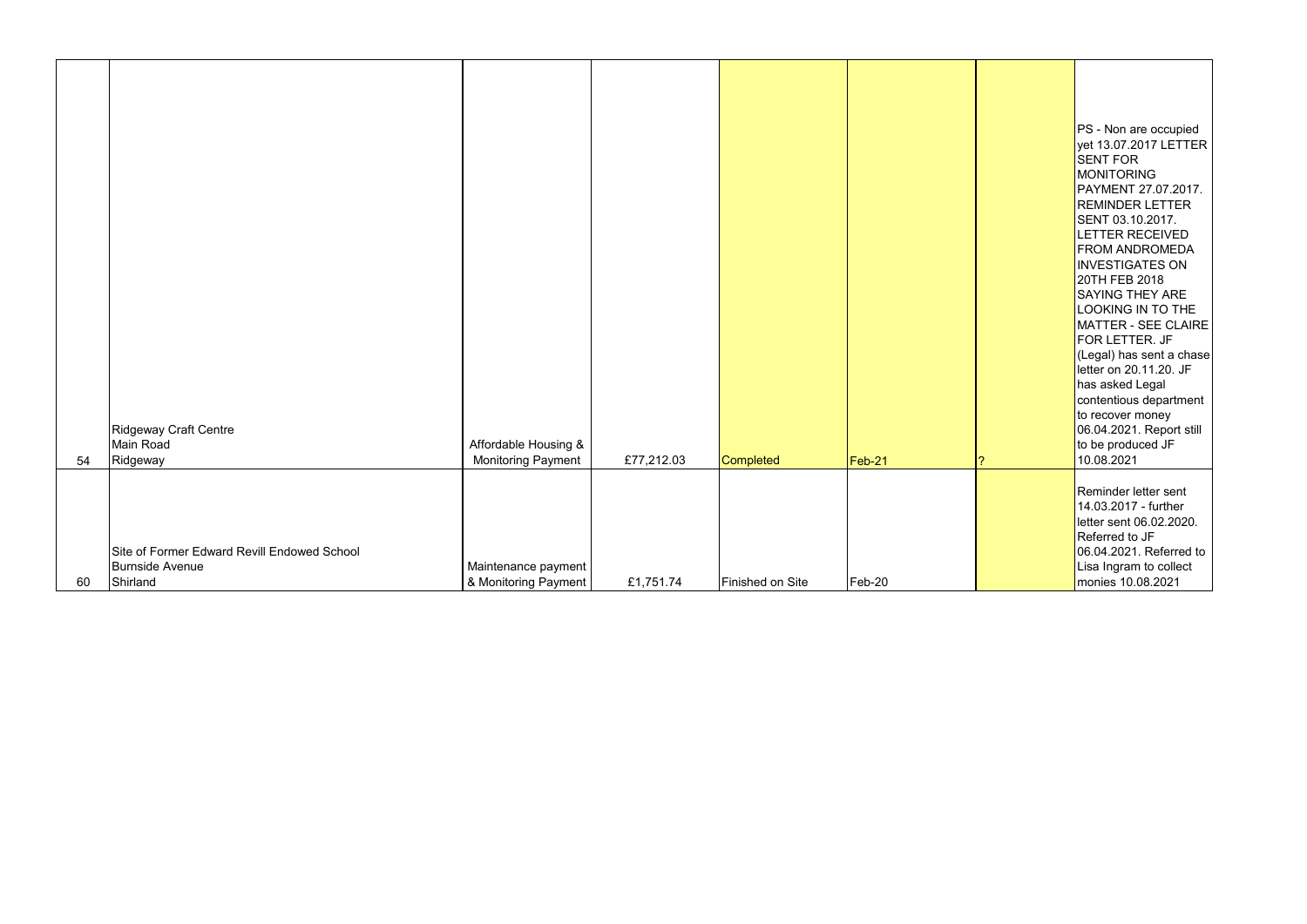| | | | | | | | |
|---|---|---|---|---|---|---|---|
| 54 | Ridgeway Craft Centre<br>Main Road<br>Ridgeway | Affordable Housing & Monitoring Payment | £77,212.03 | Completed | Feb-21 | ? | PS - Non are occupied yet 13.07.2017 LETTER SENT FOR MONITORING PAYMENT 27.07.2017. REMINDER LETTER SENT 03.10.2017. LETTER RECEIVED FROM ANDROMEDA INVESTIGATES ON 20TH FEB 2018 SAYING THEY ARE LOOKING IN TO THE MATTER - SEE CLAIRE FOR LETTER. JF (Legal) has sent a chase letter on 20.11.20. JF has asked Legal contentious department to recover money 06.04.2021. Report still to be produced JF 10.08.2021 |
| 60 | Site of Former Edward Revill Endowed School<br>Burnside Avenue<br>Shirland | Maintenance payment & Monitoring Payment | £1,751.74 | Finished on Site | Feb-20 | | Reminder letter sent 14.03.2017 - further letter sent 06.02.2020. Referred to JF 06.04.2021. Referred to Lisa Ingram to collect monies 10.08.2021 |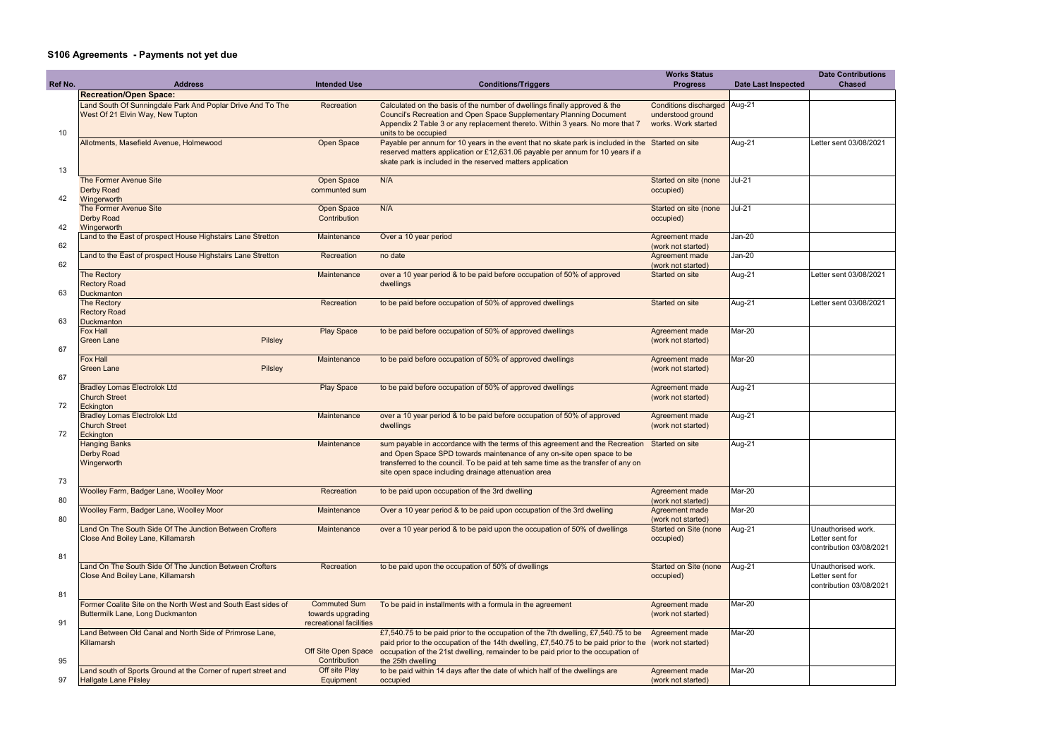## S106 Agreements - Payments not yet due

| Ref No. | Address | Intended Use | Conditions/Triggers | Works Status Progress | Date Last Inspected | Date Contributions Chased |
|---|---|---|---|---|---|---|
| | **Recreation/Open Space:** | | | | | |
| 10 | Land South Of Sunningdale Park And Poplar Drive And To The West Of 21 Elvin Way, New Tupton | Recreation | Calculated on the basis of the number of dwellings finally approved & the Council's Recreation and Open Space Supplementary Planning Document Appendix 2 Table 3 or any replacement thereto. Within 3 years. No more that 7 units to be occupied | Conditions discharged understood ground works. Work started | Aug-21 | |
| 13 | Allotments, Masefield Avenue, Holmewood | Open Space | Payable per annum for 10 years in the event that no skate park is included in the reserved matters application or £12,631.06 payable per annum for 10 years if a skate park is included in the reserved matters application | Started on site | Aug-21 | Letter sent 03/08/2021 |
| 42 | The Former Avenue Site Derby Road Wingerworth | Open Space communted sum | N/A | Started on site (none occupied) | Jul-21 | |
| 42 | The Former Avenue Site Derby Road Wingerworth | Open Space Contribution | N/A | Started on site (none occupied) | Jul-21 | |
| 62 | Land to the East of prospect House Highstairs Lane Stretton | Maintenance | Over a 10 year period | Agreement made (work not started) | Jan-20 | |
| 62 | Land to the East of prospect House Highstairs Lane Stretton | Recreation | no date | Agreement made (work not started) | Jan-20 | |
| 63 | The Rectory Rectory Road Duckmanton | Maintenance | over a 10 year period & to be paid before occupation of 50% of approved dwellings | Started on site | Aug-21 | Letter sent 03/08/2021 |
| 63 | The Rectory Rectory Road Duckmanton | Recreation | to be paid before occupation of 50% of approved dwellings | Started on site | Aug-21 | Letter sent 03/08/2021 |
| 67 | Fox Hall Green Lane Pilsley | Play Space | to be paid before occupation of 50% of approved dwellings | Agreement made (work not started) | Mar-20 | |
| 67 | Fox Hall Green Lane Pilsley | Maintenance | to be paid before occupation of 50% of approved dwellings | Agreement made (work not started) | Mar-20 | |
| 72 | Bradley Lomas Electrolok Ltd Church Street Eckington | Play Space | to be paid before occupation of 50% of approved dwellings | Agreement made (work not started) | Aug-21 | |
| 72 | Bradley Lomas Electrolok Ltd Church Street Eckington | Maintenance | over a 10 year period & to be paid before occupation of 50% of approved dwellings | Agreement made (work not started) | Aug-21 | |
| 73 | Hanging Banks Derby Road Wingerworth | Maintenance | sum payable in accordance with the terms of this agreement and the Recreation and Open Space SPD towards maintenance of any on-site open space to be transferred to the council. To be paid at teh same time as the transfer of any on site open space including drainage attenuation area | Started on site | Aug-21 | |
| 80 | Woolley Farm, Badger Lane, Woolley Moor | Recreation | to be paid upon occupation of the 3rd dwelling | Agreement made (work not started) | Mar-20 | |
| 80 | Woolley Farm, Badger Lane, Woolley Moor | Maintenance | Over a 10 year period & to be paid upon occupation of the 3rd dwelling | Agreement made (work not started) | Mar-20 | |
| 81 | Land On The South Side Of The Junction Between Crofters Close And Boiley Lane, Killamarsh | Maintenance | over a 10 year period & to be paid upon the occupation of 50% of dwellings | Started on Site (none occupied) | Aug-21 | Unauthorised work. Letter sent for contribution 03/08/2021 |
| 81 | Land On The South Side Of The Junction Between Crofters Close And Boiley Lane, Killamarsh | Recreation | to be paid upon the occupation of 50% of dwellings | Started on Site (none occupied) | Aug-21 | Unauthorised work. Letter sent for contribution 03/08/2021 |
| 91 | Former Coalite Site on the North West and South East sides of Buttermilk Lane, Long Duckmanton | Commuted Sum towards upgrading recreational facilities | To be paid in installments with a formula in the agreement | Agreement made (work not started) | Mar-20 | |
| 95 | Land Between Old Canal and North Side of Primrose Lane, Killamarsh | Off Site Open Space Contribution | £7,540.75 to be paid prior to the occupation of the 7th dwelling, £7,540.75 to be paid prior to the occupation of the 14th dwelling, £7,540.75 to be paid prior to the occupation of the 21st dwelling, remainder to be paid prior to the occupation of the 25th dwelling | Agreement made (work not started) | Mar-20 | |
| 97 | Land south of Sports Ground at the Corner of rupert street and Hallgate Lane Pilsley | Off site Play Equipment | to be paid within 14 days after the date of which half of the dwellings are occupied | Agreement made (work not started) | Mar-20 | |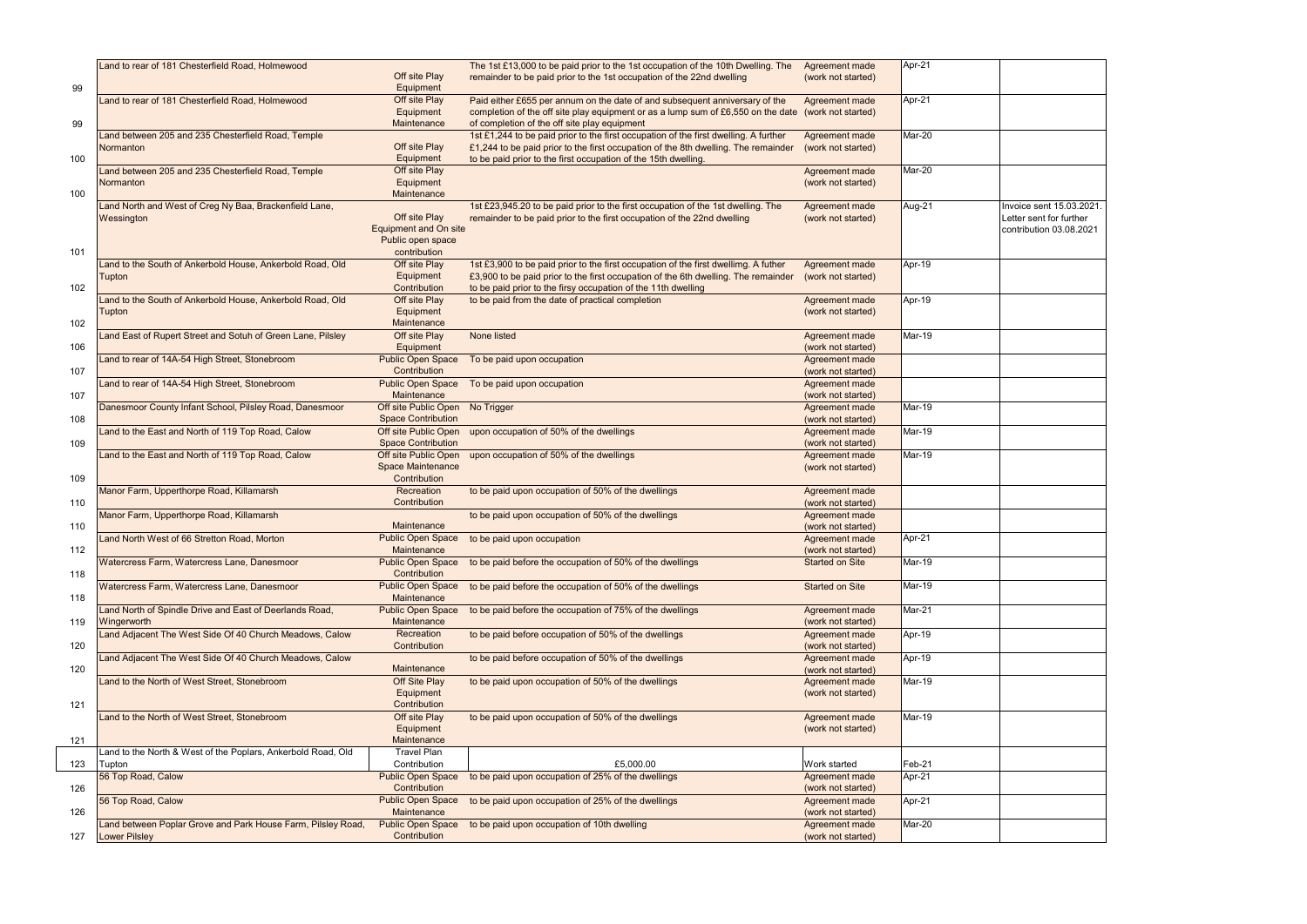| | | | | | | |
|---|---|---|---|---|---|---|
| 99 | Land to rear of 181 Chesterfield Road, Holmewood | Off site Play Equipment | The 1st £13,000 to be paid prior to the 1st occupation of the 10th Dwelling. The remainder to be paid prior to the 1st occupation of the 22nd dwelling | Agreement made (work not started) | Apr-21 | |
| 99 | Land to rear of 181 Chesterfield Road, Holmewood | Off site Play Equipment Maintenance | Paid either £655 per annum on the date of and subsequent anniversary of the completion of the off site play equipment or as a lump sum of £6,550 on the date of completion of the off site play equipment | Agreement made (work not started) | Apr-21 | |
| 100 | Land between 205 and 235 Chesterfield Road, Temple Normanton | Off site Play Equipment | 1st £1,244 to be paid prior to the first occupation of the first dwelling. A further £1,244 to be paid prior to the first occupation of the 8th dwelling. The remainder to be paid prior to the first occupation of the 15th dwelling. | Agreement made (work not started) | Mar-20 | |
| 100 | Land between 205 and 235 Chesterfield Road, Temple Normanton | Off site Play Equipment Maintenance | | Agreement made (work not started) | Mar-20 | |
| 101 | Land North and West of Creg Ny Baa, Brackenfield Lane, Wessington | Off site Play Equipment and On site Public open space contribution | 1st £23,945.20 to be paid prior to the first occupation of the 1st dwelling. The remainder to be paid prior to the first occupation of the 22nd dwelling | Agreement made (work not started) | Aug-21 | Invoice sent 15.03.2021. Letter sent for further contribution 03.08.2021 |
| 102 | Land to the South of Ankerbold House, Ankerbold Road, Old Tupton | Off site Play Equipment Contribution | 1st £3,900 to be paid prior to the first occupation of the first dwellimg. A futher £3,900 to be paid prior to the first occupation of the 6th dwelling. The remainder to be paid prior to the firsy occupation of the 11th dwelling | Agreement made (work not started) | Apr-19 | |
| 102 | Land to the South of Ankerbold House, Ankerbold Road, Old Tupton | Off site Play Equipment Maintenance | to be paid from the date of practical completion | Agreement made (work not started) | Apr-19 | |
| 106 | Land East of Rupert Street and Sotuh of Green Lane, Pilsley | Off site Play Equipment | None listed | Agreement made (work not started) | Mar-19 | |
| 107 | Land to rear of 14A-54 High Street, Stonebroom | Public Open Space Contribution | To be paid upon occupation | Agreement made (work not started) | | |
| 107 | Land to rear of 14A-54 High Street, Stonebroom | Public Open Space Maintenance | To be paid upon occupation | Agreement made (work not started) | | |
| 108 | Danesmoor County Infant School, Pilsley Road, Danesmoor | Off site Public Open Space Contribution | No Trigger | Agreement made (work not started) | Mar-19 | |
| 109 | Land to the East and North of 119 Top Road, Calow | Off site Public Open Space Contribution | upon occupation of 50% of the dwellings | Agreement made (work not started) | Mar-19 | |
| 109 | Land to the East and North of 119 Top Road, Calow | Off site Public Open Space Maintenance Contribution | upon occupation of 50% of the dwellings | Agreement made (work not started) | Mar-19 | |
| 110 | Manor Farm, Upperthorpe Road, Killamarsh | Recreation Contribution | to be paid upon occupation of 50% of the dwellings | Agreement made (work not started) | | |
| 110 | Manor Farm, Upperthorpe Road, Killamarsh | Maintenance | to be paid upon occupation of 50% of the dwellings | Agreement made (work not started) | | |
| 112 | Land North West of 66 Stretton Road, Morton | Public Open Space Maintenance | to be paid upon occupation | Agreement made (work not started) | Apr-21 | |
| 118 | Watercress Farm, Watercress Lane, Danesmoor | Public Open Space Contribution | to be paid before the occupation of 50% of the dwellings | Started on Site | Mar-19 | |
| 118 | Watercress Farm, Watercress Lane, Danesmoor | Public Open Space Maintenance | to be paid before the occupation of 50% of the dwellings | Started on Site | Mar-19 | |
| 119 | Land North of Spindle Drive and East of Deerlands Road, Wingerworth | Public Open Space Maintenance | to be paid before the occupation of 75% of the dwellings | Agreement made (work not started) | Mar-21 | |
| 120 | Land Adjacent The West Side Of 40 Church Meadows, Calow | Recreation Contribution | to be paid before occupation of 50% of the dwellings | Agreement made (work not started) | Apr-19 | |
| 120 | Land Adjacent The West Side Of 40 Church Meadows, Calow | Maintenance | to be paid before occupation of 50% of the dwellings | Agreement made (work not started) | Apr-19 | |
| 121 | Land to the North of West Street, Stonebroom | Off Site Play Equipment Contribution | to be paid upon occupation of 50% of the dwellings | Agreement made (work not started) | Mar-19 | |
| 121 | Land to the North of West Street, Stonebroom | Off site Play Equipment Maintenance | to be paid upon occupation of 50% of the dwellings | Agreement made (work not started) | Mar-19 | |
| 123 | Land to the North & West of the Poplars, Ankerbold Road, Old Tupton | Travel Plan Contribution | £5,000.00 | Work started | Feb-21 | |
| 126 | 56 Top Road, Calow | Public Open Space Contribution | to be paid upon occupation of 25% of the dwellings | Agreement made (work not started) | Apr-21 | |
| 126 | 56 Top Road, Calow | Public Open Space Maintenance | to be paid upon occupation of 25% of the dwellings | Agreement made (work not started) | Apr-21 | |
| 127 | Land between Poplar Grove and Park House Farm, Pilsley Road, Lower Pilsley | Public Open Space Contribution | to be paid upon occupation of 10th dwelling | Agreement made (work not started) | Mar-20 | |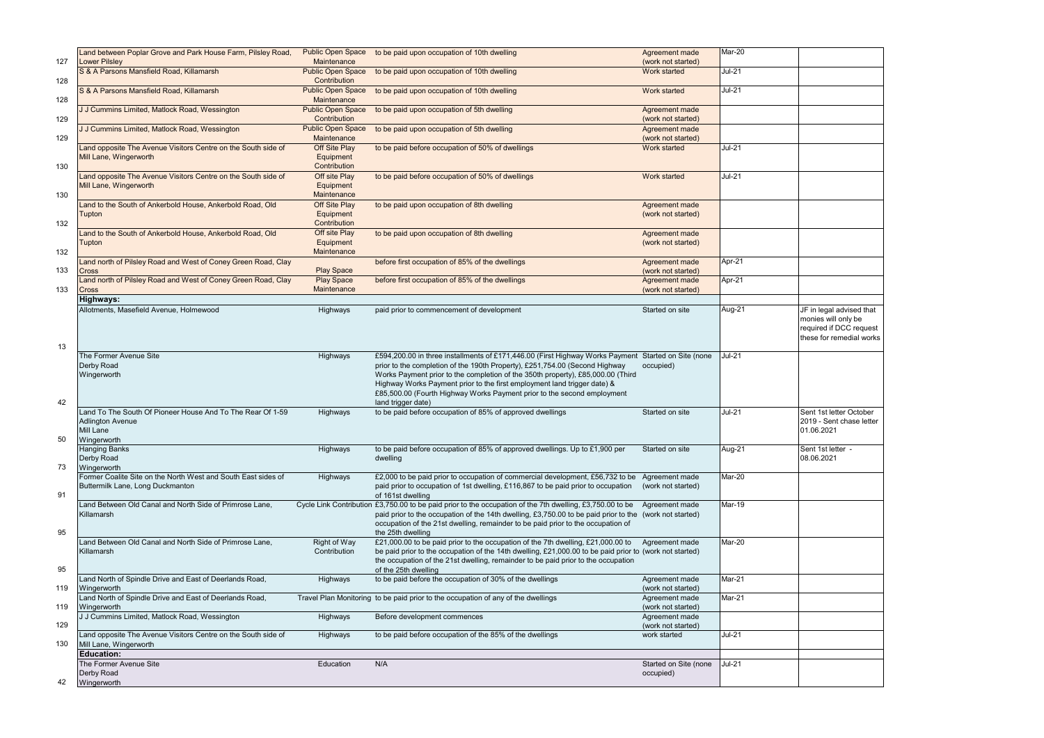| | | | | | | |
|---|---|---|---|---|---|---|
| 127 | Land between Poplar Grove and Park House Farm, Pilsley Road, Lower Pilsley | Public Open Space Maintenance | to be paid upon occupation of 10th dwelling | Agreement made (work not started) | Mar-20 | |
| 128 | S & A Parsons Mansfield Road, Killamarsh | Public Open Space Contribution | to be paid upon occupation of 10th dwelling | Work started | Jul-21 | |
| 128 | S & A Parsons Mansfield Road, Killamarsh | Public Open Space Maintenance | to be paid upon occupation of 10th dwelling | Work started | Jul-21 | |
| 129 | J J Cummins Limited, Matlock Road, Wessington | Public Open Space Contribution | to be paid upon occupation of 5th dwelling | Agreement made (work not started) | | |
| 129 | J J Cummins Limited, Matlock Road, Wessington | Public Open Space Maintenance | to be paid upon occupation of 5th dwelling | Agreement made (work not started) | | |
| 130 | Land opposite The Avenue Visitors Centre on the South side of Mill Lane, Wingerworth | Off Site Play Equipment Contribution | to be paid before occupation of 50% of dwellings | Work started | Jul-21 | |
| 130 | Land opposite The Avenue Visitors Centre on the South side of Mill Lane, Wingerworth | Off site Play Equipment Maintenance | to be paid before occupation of 50% of dwellings | Work started | Jul-21 | |
| 132 | Land to the South of Ankerbold House, Ankerbold Road, Old Tupton | Off Site Play Equipment Contribution | to be paid upon occupation of 8th dwelling | Agreement made (work not started) | | |
| 132 | Land to the South of Ankerbold House, Ankerbold Road, Old Tupton | Off site Play Equipment Maintenance | to be paid upon occupation of 8th dwelling | Agreement made (work not started) | | |
| 133 | Land north of Pilsley Road and West of Coney Green Road, Clay Cross | Play Space | before first occupation of 85% of the dwellings | Agreement made (work not started) | Apr-21 | |
| 133 | Land north of Pilsley Road and West of Coney Green Road, Clay Cross | Play Space Maintenance | before first occupation of 85% of the dwellings | Agreement made (work not started) | Apr-21 | |
| | **Highways:** | | | | | |
| 13 | Allotments, Masefield Avenue, Holmewood | Highways | paid prior to commencement of development | Started on site | Aug-21 | JF in legal advised that monies will only be required if DCC request these for remedial works |
| 42 | The Former Avenue Site Derby Road Wingerworth | Highways | £594,200.00 in three installments of £171,446.00 (First Highway Works Payment prior to the completion of the 190th Property), £251,754.00 (Second Highway Works Payment prior to the completion of the 350th property), £85,000.00 (Third Highway Works Payment prior to the first employment land trigger date) & £85,500.00 (Fourth Highway Works Payment prior to the second employment land trigger date) | Started on Site (none occupied) | Jul-21 | |
| 50 | Land To The South Of Pioneer House And To The Rear Of 1-59 Adlington Avenue Mill Lane Wingerworth | Highways | to be paid before occupation of 85% of approved dwellings | Started on site | Jul-21 | Sent 1st letter October 2019 - Sent chase letter 01.06.2021 |
| 73 | Hanging Banks Derby Road Wingerworth | Highways | to be paid before occupation of 85% of approved dwellings. Up to £1,900 per dwelling | Started on site | Aug-21 | Sent 1st letter - 08.06.2021 |
| 91 | Former Coalite Site on the North West and South East sides of Buttermilk Lane, Long Duckmanton | Highways | £2,000 to be paid prior to occupation of commercial development, £56,732 to be paid prior to occupation of 1st dwelling, £116,867 to be paid prior to occupation of 161st dwelling | Agreement made (work not started) | Mar-20 | |
| 95 | Land Between Old Canal and North Side of Primrose Lane, Killamarsh | Cycle Link Contribution | £3,750.00 to be paid prior to the occupation of the 7th dwelling, £3,750.00 to be paid prior to the occupation of the 14th dwelling, £3,750.00 to be paid prior to the occupation of the 21st dwelling, remainder to be paid prior to the occupation of the 25th dwelling | Agreement made (work not started) | Mar-19 | |
| 95 | Land Between Old Canal and North Side of Primrose Lane, Killamarsh | Right of Way Contribution | £21,000.00 to be paid prior to the occupation of the 7th dwelling, £21,000.00 to be paid prior to the occupation of the 14th dwelling, £21,000.00 to be paid prior to the occupation of the 21st dwelling, remainder to be paid prior to the occupation of the 25th dwelling | Agreement made (work not started) | Mar-20 | |
| 119 | Land North of Spindle Drive and East of Deerlands Road, Wingerworth | Highways | to be paid before the occupation of 30% of the dwellings | Agreement made (work not started) | Mar-21 | |
| 119 | Land North of Spindle Drive and East of Deerlands Road, Wingerworth | Travel Plan Monitoring | to be paid prior to the occupation of any of the dwellings | Agreement made (work not started) | Mar-21 | |
| 129 | J J Cummins Limited, Matlock Road, Wessington | Highways | Before development commences | Agreement made (work not started) | | |
| 130 | Land opposite The Avenue Visitors Centre on the South side of Mill Lane, Wingerworth | Highways | to be paid before occupation of the 85% of the dwellings | work started | Jul-21 | |
| | **Education:** | | | | | |
| 42 | The Former Avenue Site Derby Road Wingerworth | Education | N/A | Started on Site (none occupied) | Jul-21 | |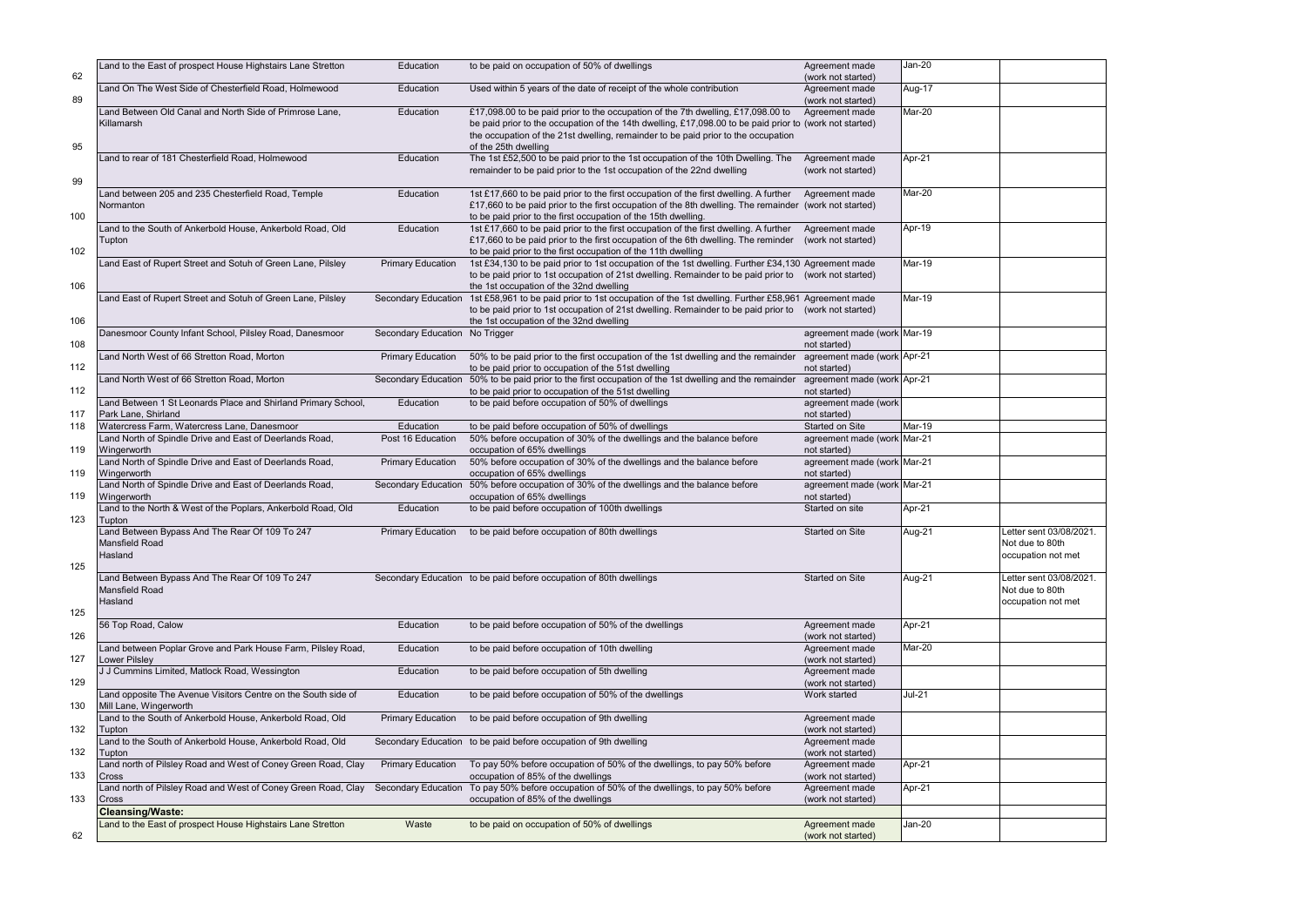| | | | | | | |
|---|---|---|---|---|---|---|
| 62 | Land to the East of prospect House Highstairs Lane Stretton | Education | to be paid on occupation of 50% of dwellings | Agreement made (work not started) | Jan-20 | |
| 89 | Land On The West Side of Chesterfield Road, Holmewood | Education | Used within 5 years of the date of receipt of the whole contribution | Agreement made (work not started) | Aug-17 | |
| 95 | Land Between Old Canal and North Side of Primrose Lane, Killamarsh | Education | £17,098.00 to be paid prior to the occupation of the 7th dwelling, £17,098.00 to be paid prior to the occupation of the 14th dwelling, £17,098.00 to be paid prior to the occupation of the 21st dwelling, remainder to be paid prior to the occupation of the 25th dwelling | Agreement made (work not started) | Mar-20 | |
| 99 | Land to rear of 181 Chesterfield Road, Holmewood | Education | The 1st £52,500 to be paid prior to the 1st occupation of the 10th Dwelling. The remainder to be paid prior to the 1st occupation of the 22nd dwelling | Agreement made (work not started) | Apr-21 | |
| 100 | Land between 205 and 235 Chesterfield Road, Temple Normanton | Education | 1st £17,660 to be paid prior to the first occupation of the first dwelling. A further £17,660 to be paid prior to the first occupation of the 8th dwelling. The remainder to be paid prior to the first occupation of the 15th dwelling. | Agreement made (work not started) | Mar-20 | |
| 102 | Land to the South of Ankerbold House, Ankerbold Road, Old Tupton | Education | 1st £17,660 to be paid prior to the first occupation of the first dwelling. A further £17,660 to be paid prior to the first occupation of the 6th dwelling. The reminder to be paid prior to the first occupation of the 11th dwelling | Agreement made (work not started) | Apr-19 | |
| 106 | Land East of Rupert Street and Sotuh of Green Lane, Pilsley | Primary Education | 1st £34,130 to be paid prior to 1st occupation of the 1st dwelling. Further £34,130 to be paid prior to 1st occupation of 21st dwelling. Remainder to be paid prior to the 1st occupation of the 32nd dwelling | Agreement made (work not started) | Mar-19 | |
| 106 | Land East of Rupert Street and Sotuh of Green Lane, Pilsley | Secondary Education | 1st £58,961 to be paid prior to 1st occupation of the 1st dwelling. Further £58,961 to be paid prior to 1st occupation of 21st dwelling. Remainder to be paid prior to the 1st occupation of the 32nd dwelling | Agreement made (work not started) | Mar-19 | |
| 108 | Danesmoor County Infant School, Pilsley Road, Danesmoor | Secondary Education | No Trigger | agreement made (work not started) | Mar-19 | |
| 112 | Land North West of 66 Stretton Road, Morton | Primary Education | 50% to be paid prior to the first occupation of the 1st dwelling and the remainder to be paid prior to occupation of the 51st dwelling | agreement made (work not started) | Apr-21 | |
| 112 | Land North West of 66 Stretton Road, Morton | Secondary Education | 50% to be paid prior to the first occupation of the 1st dwelling and the remainder to be paid prior to occupation of the 51st dwelling | agreement made (work not started) | Apr-21 | |
| 117 | Land Between 1 St Leonards Place and Shirland Primary School, Park Lane, Shirland | Education | to be paid before occupation of 50% of dwellings | agreement made (work not started) | | |
| 118 | Watercress Farm, Watercress Lane, Danesmoor | Education | to be paid before occupation of 50% of dwellings | Started on Site | Mar-19 | |
| 119 | Land North of Spindle Drive and East of Deerlands Road, Wingerworth | Post 16 Education | 50% before occupation of 30% of the dwellings and the balance before occupation of 65% dwellings | agreement made (work not started) | Mar-21 | |
| 119 | Land North of Spindle Drive and East of Deerlands Road, Wingerworth | Primary Education | 50% before occupation of 30% of the dwellings and the balance before occupation of 65% dwellings | agreement made (work not started) | Mar-21 | |
| 119 | Land North of Spindle Drive and East of Deerlands Road, Wingerworth | Secondary Education | 50% before occupation of 30% of the dwellings and the balance before occupation of 65% dwellings | agreement made (work not started) | Mar-21 | |
| 123 | Land to the North & West of the Poplars, Ankerbold Road, Old Tupton | Education | to be paid before occupation of 100th dwellings | Started on site | Apr-21 | |
| 125 | Land Between Bypass And The Rear Of 109 To 247 Mansfield Road Hasland | Primary Education | to be paid before occupation of 80th dwellings | Started on Site | Aug-21 | Letter sent 03/08/2021. Not due to 80th occupation not met |
| 125 | Land Between Bypass And The Rear Of 109 To 247 Mansfield Road Hasland | Secondary Education | to be paid before occupation of 80th dwellings | Started on Site | Aug-21 | Letter sent 03/08/2021. Not due to 80th occupation not met |
| 126 | 56 Top Road, Calow | Education | to be paid before occupation of 50% of the dwellings | Agreement made (work not started) | Apr-21 | |
| 127 | Land between Poplar Grove and Park House Farm, Pilsley Road, Lower Pilsley | Education | to be paid before occupation of 10th dwelling | Agreement made (work not started) | Mar-20 | |
| 129 | J J Cummins Limited, Matlock Road, Wessington | Education | to be paid before occupation of 5th dwelling | Agreement made (work not started) | | |
| 130 | Land opposite The Avenue Visitors Centre on the South side of Mill Lane, Wingerworth | Education | to be paid before occupation of 50% of the dwellings | Work started | Jul-21 | |
| 132 | Land to the South of Ankerbold House, Ankerbold Road, Old Tupton | Primary Education | to be paid before occupation of 9th dwelling | Agreement made (work not started) | | |
| 132 | Land to the South of Ankerbold House, Ankerbold Road, Old Tupton | Secondary Education | to be paid before occupation of 9th dwelling | Agreement made (work not started) | | |
| 133 | Land north of Pilsley Road and West of Coney Green Road, Clay Cross | Primary Education | To pay 50% before occupation of 50% of the dwellings, to pay 50% before occupation of 85% of the dwellings | Agreement made (work not started) | Apr-21 | |
| 133 | Land north of Pilsley Road and West of Coney Green Road, Clay Cross | Secondary Education | To pay 50% before occupation of 50% of the dwellings, to pay 50% before occupation of 85% of the dwellings | Agreement made (work not started) | Apr-21 | |
| | **Cleansing/Waste:** | | | | | |
| 62 | Land to the East of prospect House Highstairs Lane Stretton | Waste | to be paid on occupation of 50% of dwellings | Agreement made (work not started) | Jan-20 | |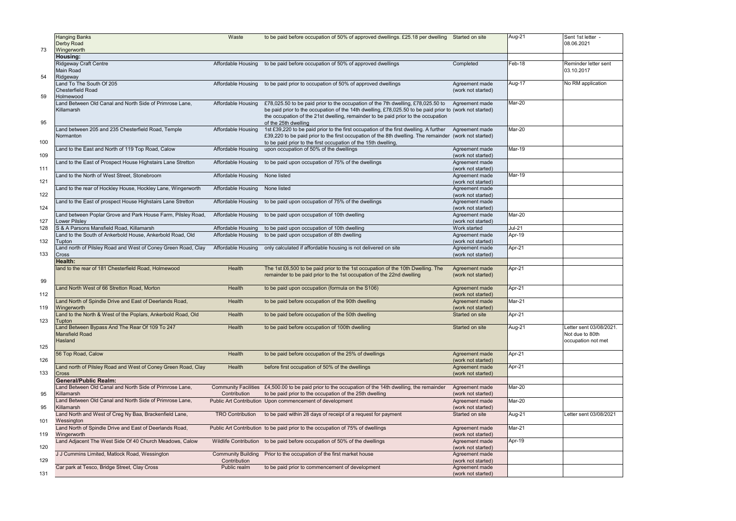| | | | | | | |
|---|---|---|---|---|---|---|
| 73 | Hanging Banks Derby Road Wingerworth | Waste | to be paid before occupation of 50% of approved dwellings. £25.18 per dwelling | Started on site | Aug-21 | Sent 1st letter - 08.06.2021 |
| | **Housing:** | | | | | |
| 54 | Ridgeway Craft Centre Main Road Ridgeway | Affordable Housing | to be paid before occupation of 50% of approved dwellings | Completed | Feb-18 | Reminder letter sent 03.10.2017 |
| 59 | Land To The South Of 205 Chesterfield Road Holmewood | Affordable Housing | to be paid prior to occupation of 50% of approved dwellings | Agreement made (work not started) | Aug-17 | No RM application |
| 95 | Land Between Old Canal and North Side of Primrose Lane, Killamarsh | Affordable Housing | £78,025.50 to be paid prior to the occupation of the 7th dwelling, £78,025.50 to be paid prior to the occupation of the 14th dwelling, £78,025.50 to be paid prior to the occupation of the 21st dwelling, remainder to be paid prior to the occupation of the 25th dwelling | Agreement made (work not started) | Mar-20 | |
| 100 | Land between 205 and 235 Chesterfield Road, Temple Normanton | Affordable Housing | 1st £39,220 to be paid prior to the first occupation of the first dwelling. A further £39,220 to be paid prior to the first occupation of the 8th dwelling. The remainder to be paid prior to the first occupation of the 15th dwelling, | Agreement made (work not started) | Mar-20 | |
| 109 | Land to the East and North of 119 Top Road, Calow | Affordable Housing | upon occupation of 50% of the dwellings | Agreement made (work not started) | Mar-19 | |
| 111 | Land to the East of Prospect House Highstairs Lane Stretton | Affordable Housing | to be paid upon occupation of 75% of the dwellings | Agreement made (work not started) | | |
| 121 | Land to the North of West Street, Stonebroom | Affordable Housing | None listed | Agreement made (work not started) | Mar-19 | |
| 122 | Land to the rear of Hockley House, Hockley Lane, Wingerworth | Affordable Housing | None listed | Agreement made (work not started) | | |
| 124 | Land to the East of prospect House Highstairs Lane Stretton | Affordable Housing | to be paid upon occupation of 75% of the dwellings | Agreement made (work not started) | | |
| 127 | Land between Poplar Grove and Park House Farm, Pilsley Road, Lower Pilsley | Affordable Housing | to be paid upon occupation of 10th dwelling | Agreement made (work not started) | Mar-20 | |
| 128 | S & A Parsons Mansfield Road, Killamarsh | Affordable Housing | to be paid upon occupation of 10th dwelling | Work started | Jul-21 | |
| 132 | Land to the South of Ankerbold House, Ankerbold Road, Old Tupton | Affordable Housing | to be paid upon occupation of 8th dwelling | Agreement made (work not started) | Apr-19 | |
| 133 | Land north of Pilsley Road and West of Coney Green Road, Clay Cross | Affordable Housing | only calculated if affordable housing is not delivered on site | Agreement made (work not started) | Apr-21 | |
| | **Health:** | | | | | |
| 99 | land to the rear of 181 Chesterfield Road, Holmewood | Health | The 1st £6,500 to be paid prior to the 1st occupation of the 10th Dwelling. The remainder to be paid prior to the 1st occupation of the 22nd dwelling | Agreement made (work not started) | Apr-21 | |
| 112 | Land North West of 66 Stretton Road, Morton | Health | to be paid upon occupation (formula on the S106) | Agreement made (work not started) | Apr-21 | |
| 119 | Land North of Spindle Drive and East of Deerlands Road, Wingerworth | Health | to be paid before occupation of the 90th dwelling | Agreement made (work not started) | Mar-21 | |
| 123 | Land to the North & West of the Poplars, Ankerbold Road, Old Tupton | Health | to be paid before occupation of the 50th dwelling | Started on site | Apr-21 | |
| 125 | Land Between Bypass And The Rear Of 109 To 247 Mansfield Road Hasland | Health | to be paid before occupation of 100th dwelling | Started on site | Aug-21 | Letter sent 03/08/2021. Not due to 80th occupation not met |
| 126 | 56 Top Road, Calow | Health | to be paid before occupation of the 25% of dwellings | Agreement made (work not started) | Apr-21 | |
| 133 | Land north of Pilsley Road and West of Coney Green Road, Clay Cross | Health | before first occupation of 50% of the dwellings | Agreement made (work not started) | Apr-21 | |
| | **General/Public Realm:** | | | | | |
| 95 | Land Between Old Canal and North Side of Primrose Lane, Killamarsh | Community Facilities Contribution | £4,500.00 to be paid prior to the occupation of the 14th dwelling, the remainder to be paid prior to the occupation of the 25th dwelling | Agreement made (work not started) | Mar-20 | |
| 95 | Land Between Old Canal and North Side of Primrose Lane, Killamarsh | Public Art Contribution | Upon commencement of development | Agreement made (work not started) | Mar-20 | |
| 101 | Land North and West of Creg Ny Baa, Brackenfield Lane, Wessington | TRO Contribution | to be paid within 28 days of receipt of a request for payment | Started on site | Aug-21 | Letter sent 03/08/2021 |
| 119 | Land North of Spindle Drive and East of Deerlands Road, Wingerworth | Public Art Contribution | to be paid prior to the occupation of 75% of dwellings | Agreement made (work not started) | Mar-21 | |
| 120 | Land Adjacent The West Side Of 40 Church Meadows, Calow | Wildlife Contribution | to be paid before occupation of 50% of the dwellings | Agreement made (work not started) | Apr-19 | |
| 129 | J J Cummins Limited, Matlock Road, Wessington | Community Building Contribution | Prior to the occupation of the first market house | Agreement made (work not started) | | |
| 131 | Car park at Tesco, Bridge Street, Clay Cross | Public realm | to be paid prior to commencement of development | Agreement made (work not started) | | |